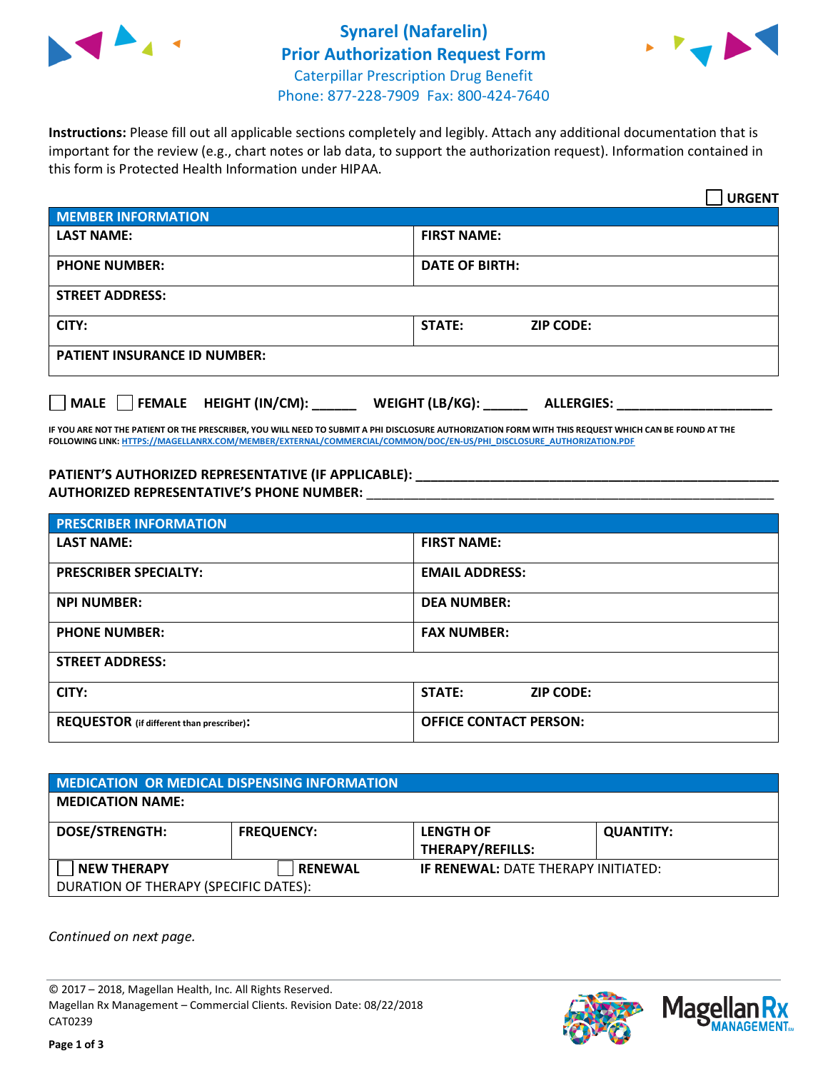# Synarel (Nafarelin)
## Prior Authorization Request Form
Caterpillar Prescription Drug Benefit
Phone: 877-228-7909 Fax: 800-424-7640

**Instructions:** Please fill out all applicable sections completely and legibly. Attach any additional documentation that is important for the review (e.g., chart notes or lab data, to support the authorization request). Information contained in this form is Protected Health Information under HIPAA.

☐ **URGENT**

| **MEMBER INFORMATION** | |
|---|---|
| **LAST NAME:** | **FIRST NAME:** |
| **PHONE NUMBER:** | **DATE OF BIRTH:** |
| **STREET ADDRESS:** | |
| **CITY:** | **STATE:** **ZIP CODE:** |
| **PATIENT INSURANCE ID NUMBER:** | |

☐ **MALE** ☐ **FEMALE** **HEIGHT (IN/CM):** ______ **WEIGHT (LB/KG):** ______ **ALLERGIES:** ____________________

**IF YOU ARE NOT THE PATIENT OR THE PRESCRIBER, YOU WILL NEED TO SUBMIT A PHI DISCLOSURE AUTHORIZATION FORM WITH THIS REQUEST WHICH CAN BE FOUND AT THE FOLLOWING LINK: HTTPS://MAGELLANRX.COM/MEMBER/EXTERNAL/COMMERCIAL/COMMON/DOC/EN-US/PHI_DISCLOSURE_AUTHORIZATION.PDF**

**PATIENT'S AUTHORIZED REPRESENTATIVE (IF APPLICABLE):** ____________________________________________
**AUTHORIZED REPRESENTATIVE'S PHONE NUMBER:** ____________________________________________

| **PRESCRIBER INFORMATION** | |
|---|---|
| **LAST NAME:** | **FIRST NAME:** |
| **PRESCRIBER SPECIALTY:** | **EMAIL ADDRESS:** |
| **NPI NUMBER:** | **DEA NUMBER:** |
| **PHONE NUMBER:** | **FAX NUMBER:** |
| **STREET ADDRESS:** | |
| **CITY:** | **STATE:** **ZIP CODE:** |
| **REQUESTOR** (if different than prescriber)**:** | **OFFICE CONTACT PERSON:** |

| **MEDICATION OR MEDICAL DISPENSING INFORMATION** | | | |
|---|---|---|---|
| **MEDICATION NAME:** | | | |
| **DOSE/STRENGTH:** | **FREQUENCY:** | **LENGTH OF THERAPY/REFILLS:** | **QUANTITY:** |
| ☐ **NEW THERAPY** | ☐ **RENEWAL** | **IF RENEWAL:** DATE THERAPY INITIATED: | |
| DURATION OF THERAPY (SPECIFIC DATES): | | | |

*Continued on next page.*

© 2017 – 2018, Magellan Health, Inc. All Rights Reserved.
Magellan Rx Management – Commercial Clients. Revision Date: 08/22/2018
CAT0239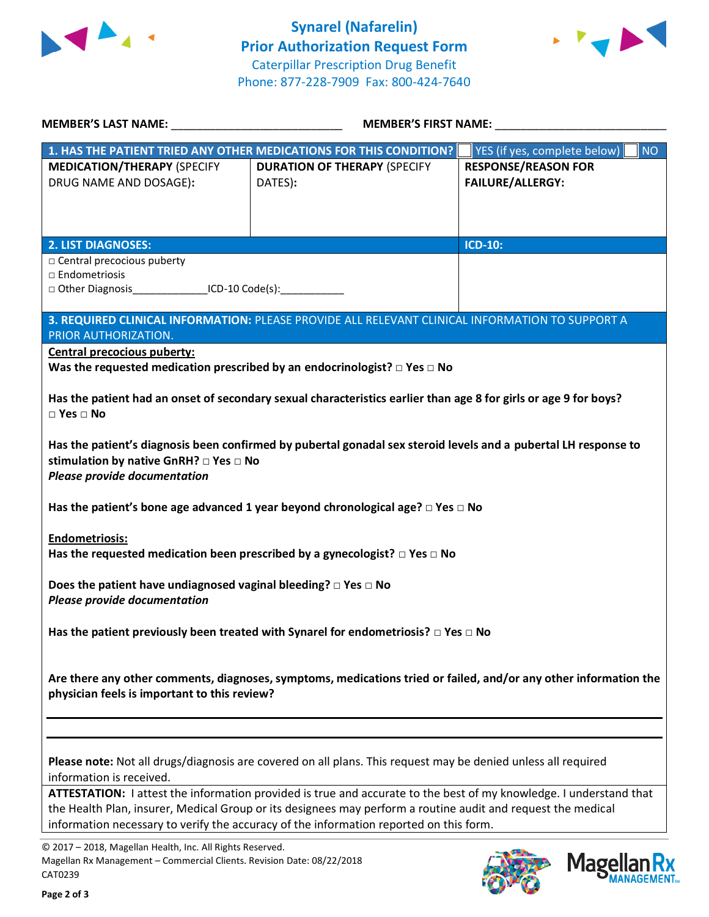# Synarel (Nafarelin)
## Prior Authorization Request Form
Caterpillar Prescription Drug Benefit
Phone: 877-228-7909 Fax: 800-424-7640

**MEMBER'S LAST NAME:** ___________________________ **MEMBER'S FIRST NAME:** ___________________________

| **1. HAS THE PATIENT TRIED ANY OTHER MEDICATIONS FOR THIS CONDITION?** | | ☐ YES (if yes, complete below) ☐ NO |
|---|---|---|
| **MEDICATION/THERAPY** (SPECIFY DRUG NAME AND DOSAGE): | **DURATION OF THERAPY** (SPECIFY DATES): | **RESPONSE/REASON FOR FAILURE/ALLERGY:** |
| | | |

| **2. LIST DIAGNOSES:** | **ICD-10:** |
|---|---|
| □ Central precocious puberty<br>□ Endometriosis<br>□ Other Diagnosis_____________ICD-10 Code(s):___________ | |

**3. REQUIRED CLINICAL INFORMATION:** PLEASE PROVIDE ALL RELEVANT CLINICAL INFORMATION TO SUPPORT A PRIOR AUTHORIZATION.

**Central precocious puberty:**

**Was the requested medication prescribed by an endocrinologist? □ Yes □ No**

**Has the patient had an onset of secondary sexual characteristics earlier than age 8 for girls or age 9 for boys? □ Yes □ No**

**Has the patient's diagnosis been confirmed by pubertal gonadal sex steroid levels and a pubertal LH response to stimulation by native GnRH? □ Yes □ No**
***Please provide documentation***

**Has the patient's bone age advanced 1 year beyond chronological age? □ Yes □ No**

**Endometriosis:**

**Has the requested medication been prescribed by a gynecologist? □ Yes □ No**

**Does the patient have undiagnosed vaginal bleeding? □ Yes □ No**
***Please provide documentation***

**Has the patient previously been treated with Synarel for endometriosis? □ Yes □ No**

**Are there any other comments, diagnoses, symptoms, medications tried or failed, and/or any other information the physician feels is important to this review?**

_______________________________________________________________

_______________________________________________________________

**Please note:** Not all drugs/diagnosis are covered on all plans. This request may be denied unless all required information is received.

**ATTESTATION:** I attest the information provided is true and accurate to the best of my knowledge. I understand that the Health Plan, insurer, Medical Group or its designees may perform a routine audit and request the medical information necessary to verify the accuracy of the information reported on this form.

© 2017 – 2018, Magellan Health, Inc. All Rights Reserved.
Magellan Rx Management – Commercial Clients. Revision Date: 08/22/2018
CAT0239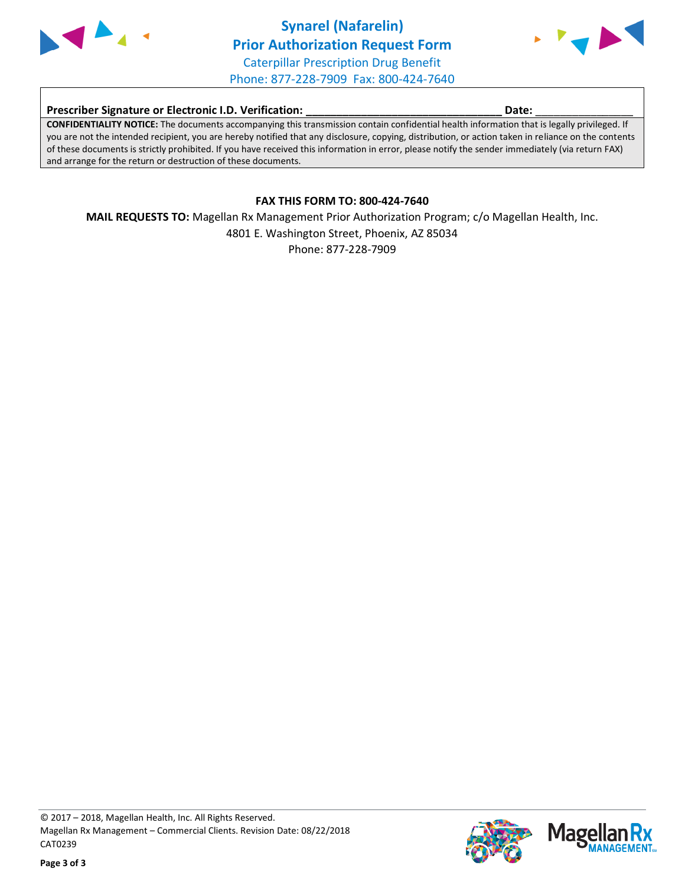**Prescriber Signature or Electronic I.D. Verification:** ______________________________ **Date:** _______________

**CONFIDENTIALITY NOTICE:** The documents accompanying this transmission contain confidential health information that is legally privileged. If you are not the intended recipient, you are hereby notified that any disclosure, copying, distribution, or action taken in reliance on the contents of these documents is strictly prohibited. If you have received this information in error, please notify the sender immediately (via return FAX) and arrange for the return or destruction of these documents.

**FAX THIS FORM TO: 800-424-7640**

**MAIL REQUESTS TO:** Magellan Rx Management Prior Authorization Program; c/o Magellan Health, Inc.
4801 E. Washington Street, Phoenix, AZ 85034
Phone: 877-228-7909

© 2017 – 2018, Magellan Health, Inc. All Rights Reserved.
Magellan Rx Management – Commercial Clients. Revision Date: 08/22/2018
CAT0239